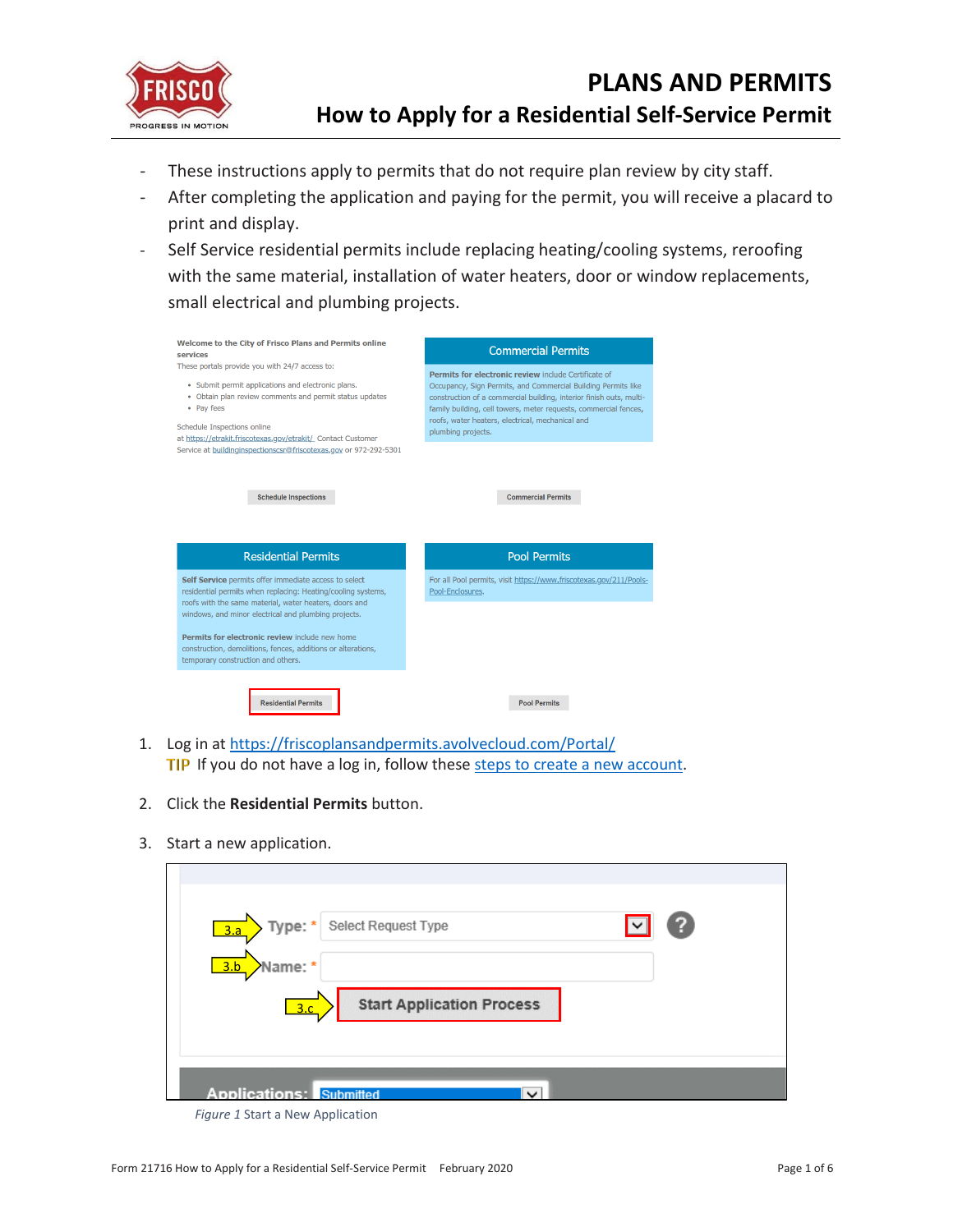# PLANS AND PERMITS

## How to Apply for a Residential Self-Service Permit

- These instructions apply to permits that do not require plan review by city staff.
- After completing the application and paying for the permit, you will receive a placard to print and display.
- Self Service residential permits include replacing heating/cooling systems, reroofing with the same material, installation of water heaters, door or window replacements, small electrical and plumbing projects.

1. Log in at https://friscoplansandpermits.avolvecloud.com/Portal/
   TIP If you do not have a log in, follow these steps to create a new account.
2. Click the **Residential Permits** button.
3. Start a new application.

*Figure 1* Start a New Application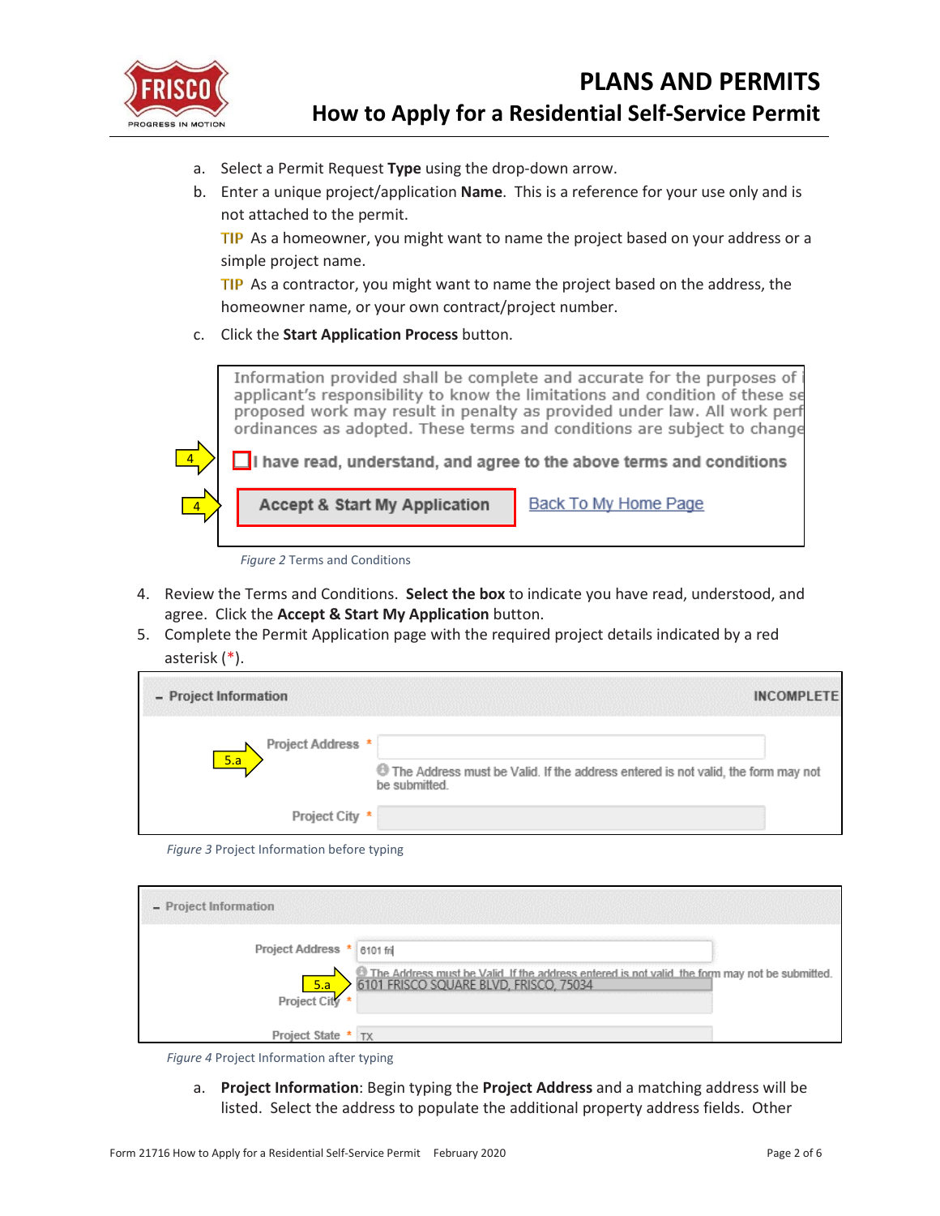a. Select a Permit Request **Type** using the drop-down arrow.

b. Enter a unique project/application **Name**. This is a reference for your use only and is not attached to the permit.

   TIP As a homeowner, you might want to name the project based on your address or a simple project name.

   TIP As a contractor, you might want to name the project based on the address, the homeowner name, or your own contract/project number.

c. Click the **Start Application Process** button.

*Figure 2* Terms and Conditions

4. Review the Terms and Conditions. **Select the box** to indicate you have read, understood, and agree. Click the **Accept & Start My Application** button.
5. Complete the Permit Application page with the required project details indicated by a red asterisk (*).

*Figure 3* Project Information before typing

*Figure 4* Project Information after typing

a. **Project Information**: Begin typing the **Project Address** and a matching address will be listed. Select the address to populate the additional property address fields. Other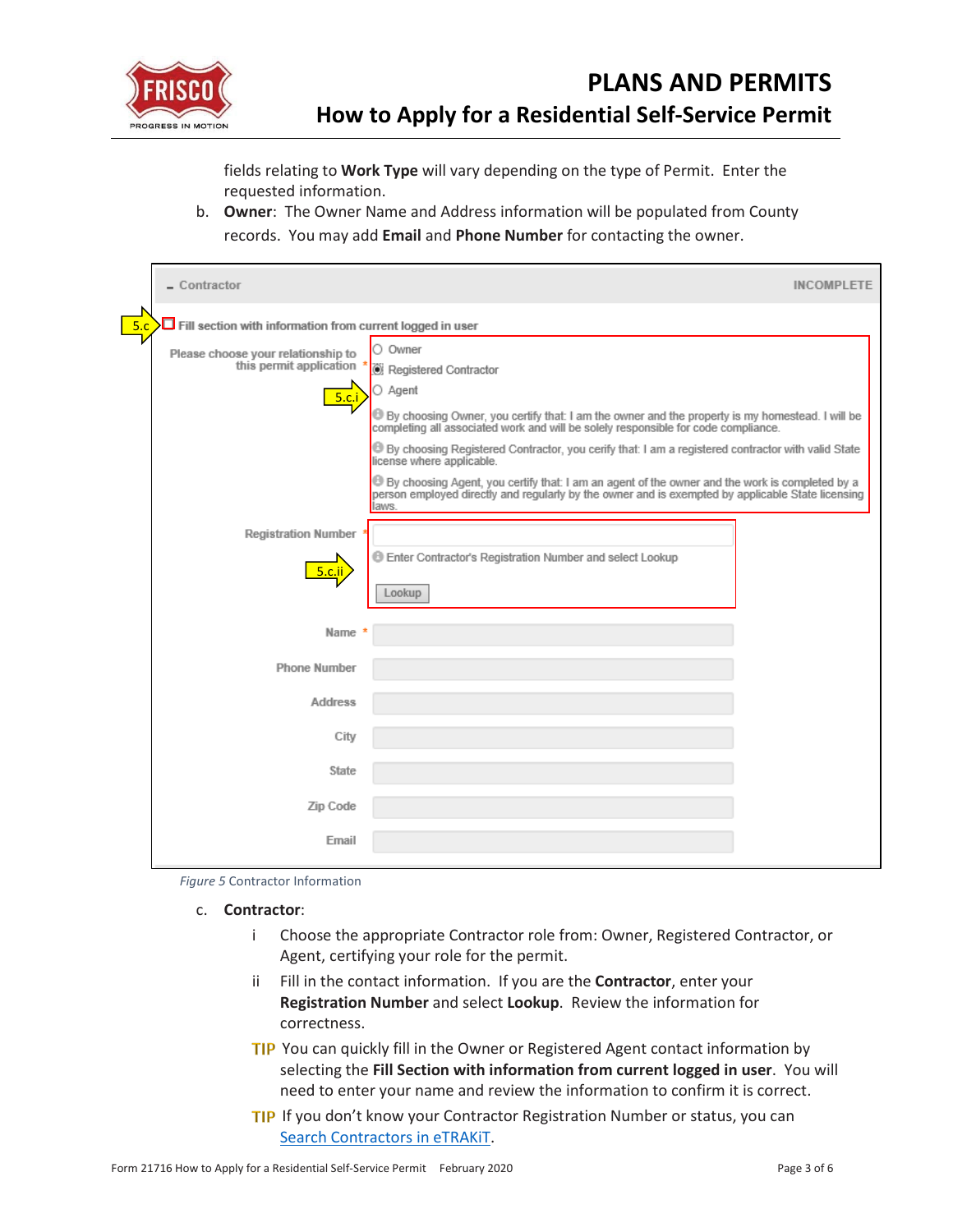fields relating to **Work Type** will vary depending on the type of Permit. Enter the requested information.

b. **Owner**: The Owner Name and Address information will be populated from County records. You may add **Email** and **Phone Number** for contacting the owner.

*Figure 5* Contractor Information

c. **Contractor**:

   i Choose the appropriate Contractor role from: Owner, Registered Contractor, or Agent, certifying your role for the permit.

   ii Fill in the contact information. If you are the **Contractor**, enter your **Registration Number** and select **Lookup**. Review the information for correctness.

**TIP** You can quickly fill in the Owner or Registered Agent contact information by selecting the **Fill Section with information from current logged in user**. You will need to enter your name and review the information to confirm it is correct.

**TIP** If you don't know your Contractor Registration Number or status, you can [Search Contractors in eTRAKiT](Search Contractors in eTRAKiT).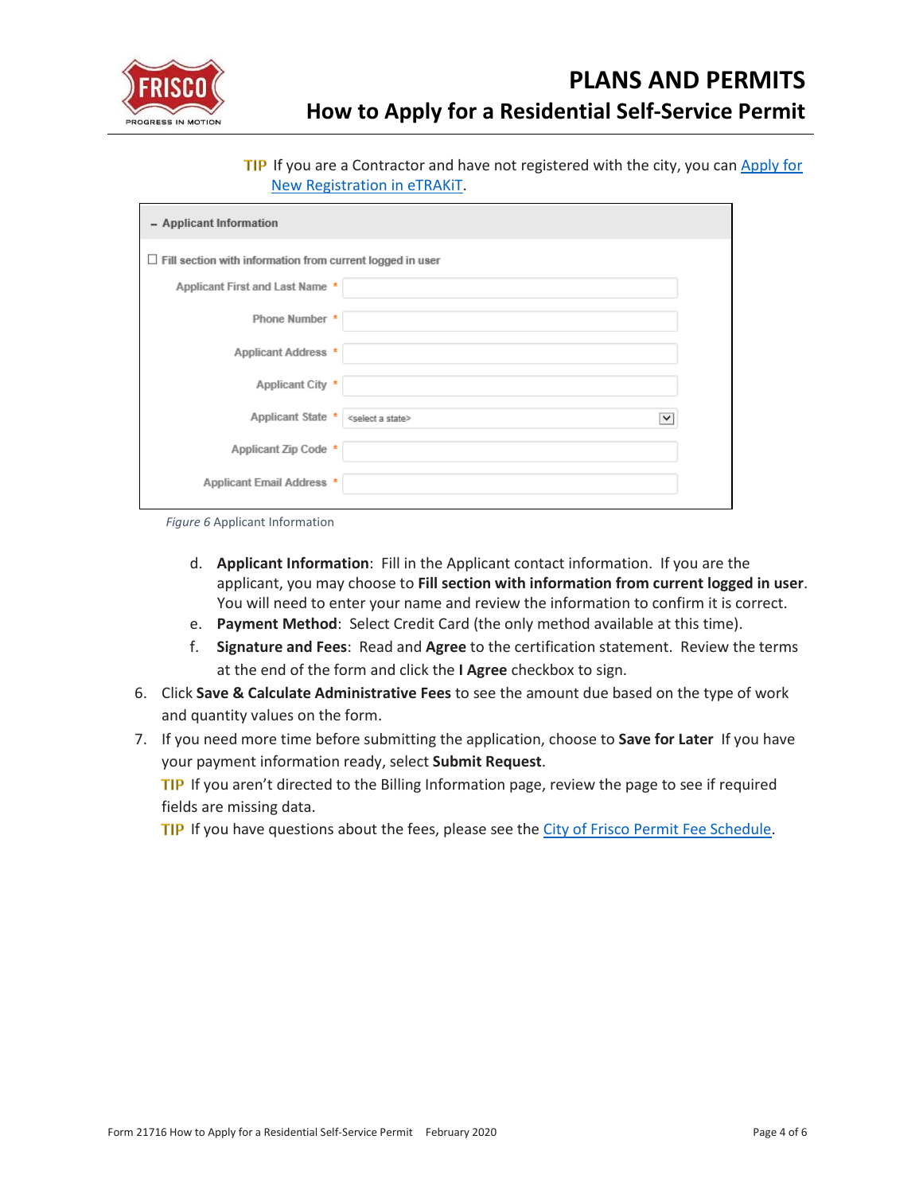**TIP** If you are a Contractor and have not registered with the city, you can Apply for New Registration in eTRAKiT.

*Figure 6* Applicant Information

d. **Applicant Information**: Fill in the Applicant contact information. If you are the applicant, you may choose to **Fill section with information from current logged in user**. You will need to enter your name and review the information to confirm it is correct.

e. **Payment Method**: Select Credit Card (the only method available at this time).

f. **Signature and Fees**: Read and **Agree** to the certification statement. Review the terms at the end of the form and click the **I Agree** checkbox to sign.

6. Click **Save & Calculate Administrative Fees** to see the amount due based on the type of work and quantity values on the form.

7. If you need more time before submitting the application, choose to **Save for Later** If you have your payment information ready, select **Submit Request**.

   **TIP** If you aren't directed to the Billing Information page, review the page to see if required fields are missing data.

   **TIP** If you have questions about the fees, please see the City of Frisco Permit Fee Schedule.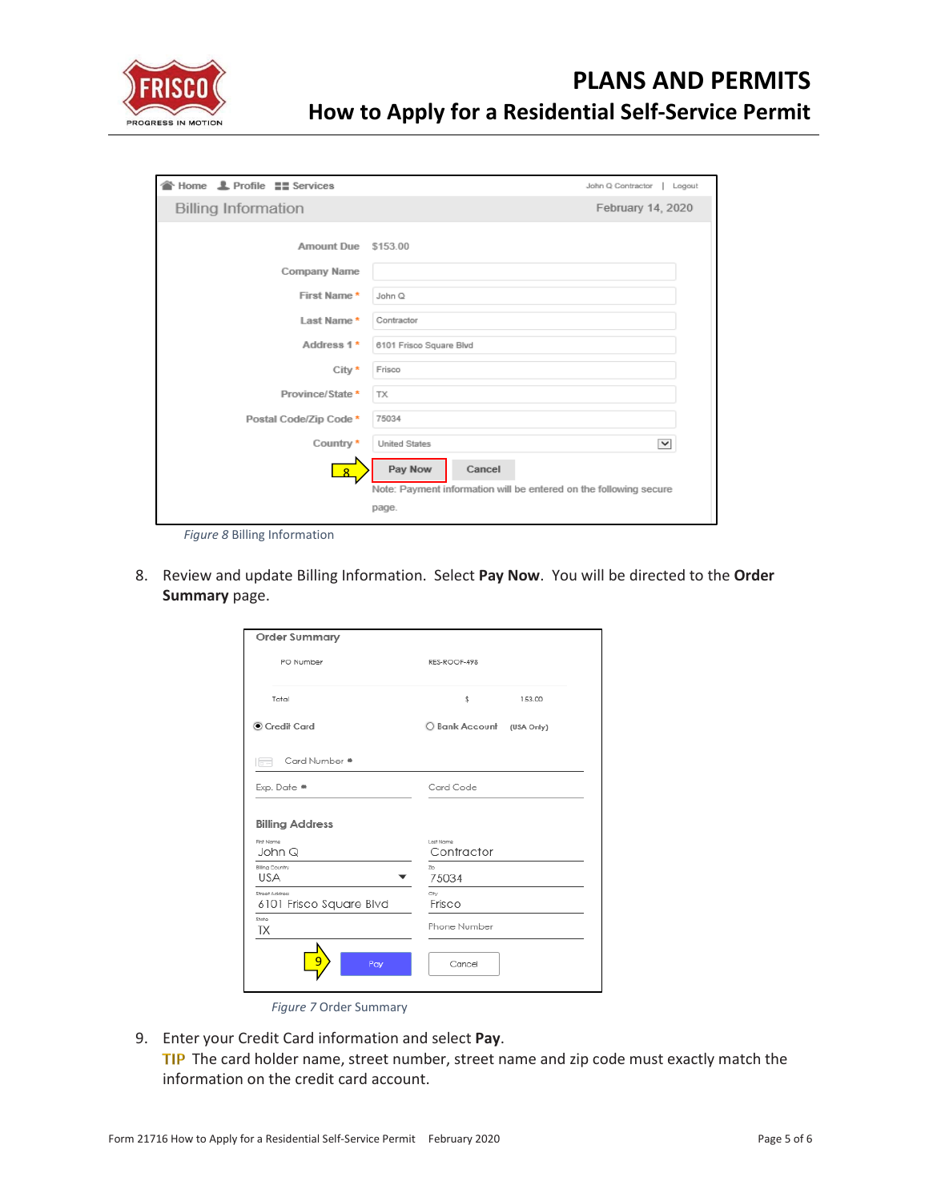*Figure 8* Billing Information

8. Review and update Billing Information. Select **Pay Now**. You will be directed to the **Order Summary** page.

*Figure 7* Order Summary

9. Enter your Credit Card information and select **Pay**.
   TIP The card holder name, street number, street name and zip code must exactly match the information on the credit card account.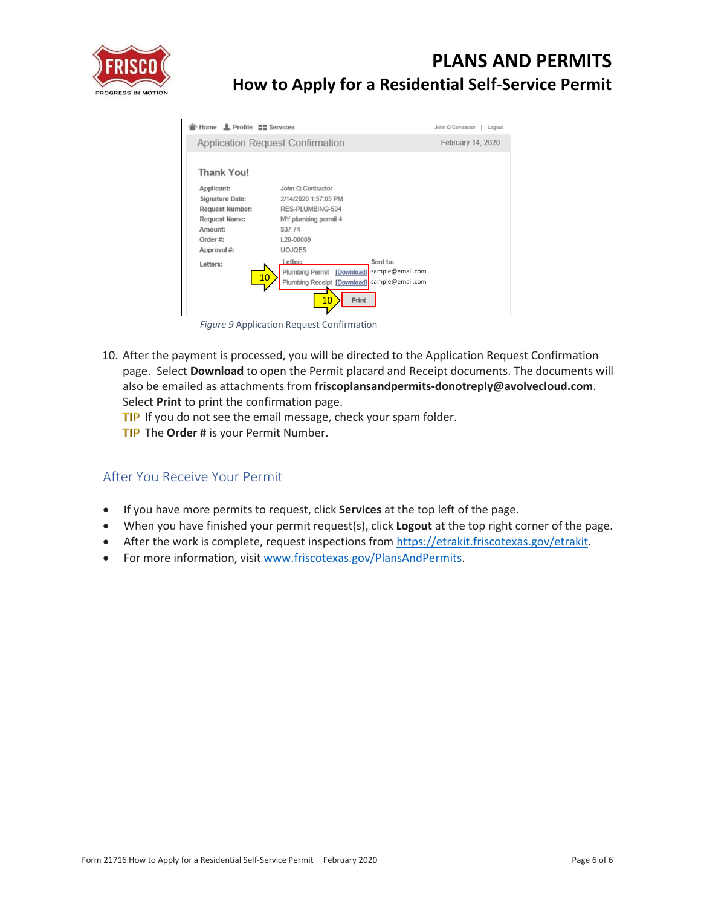Figure 9 Application Request Confirmation

10. After the payment is processed, you will be directed to the Application Request Confirmation page. Select **Download** to open the Permit placard and Receipt documents. The documents will also be emailed as attachments from **friscoplansandpermits-donotreply@avolvecloud.com**. Select **Print** to print the confirmation page.
    TIP If you do not see the email message, check your spam folder.
    TIP The **Order #** is your Permit Number.

## After You Receive Your Permit

- If you have more permits to request, click **Services** at the top left of the page.
- When you have finished your permit request(s), click **Logout** at the top right corner of the page.
- After the work is complete, request inspections from https://etrakit.friscotexas.gov/etrakit.
- For more information, visit www.friscotexas.gov/PlansAndPermits.